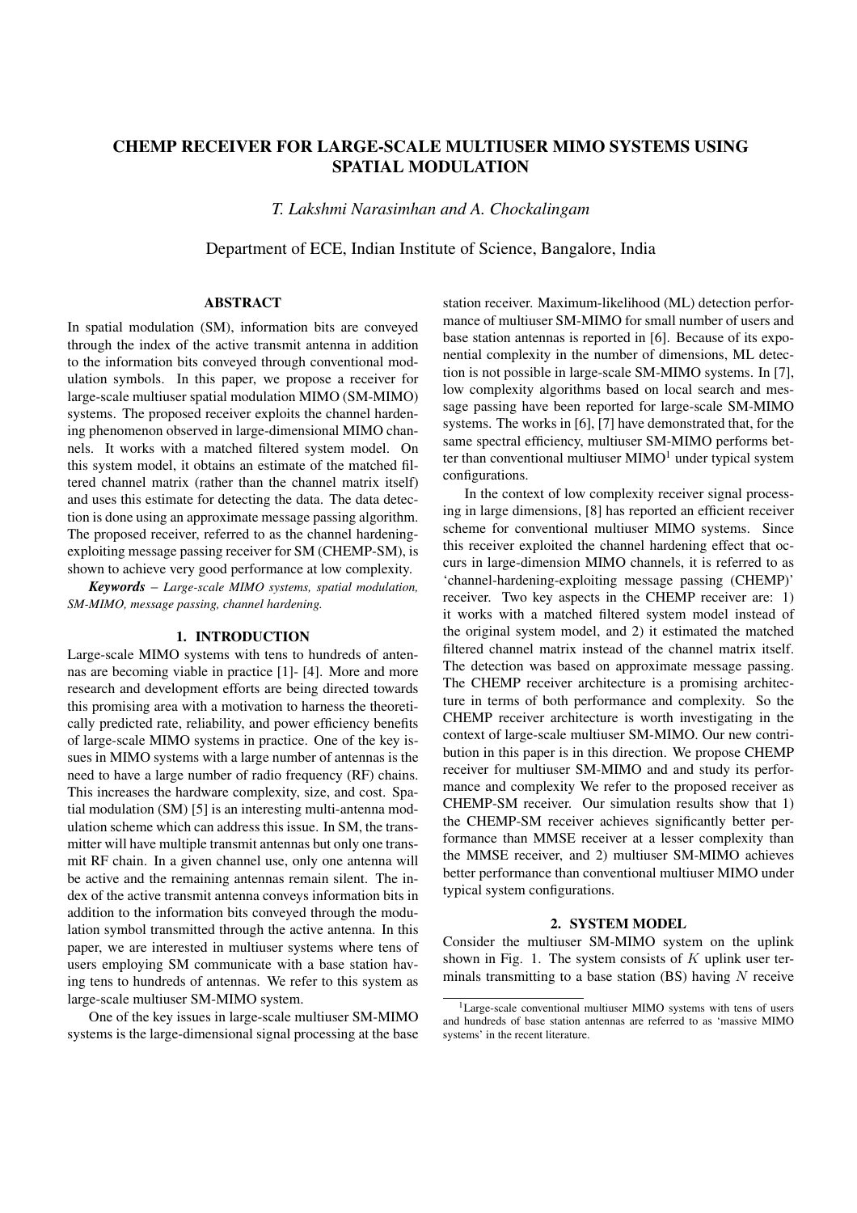# CHEMP RECEIVER FOR LARGE-SCALE MULTIUSER MIMO SYSTEMS USING SPATIAL MODULATION

*T. Lakshmi Narasimhan and A. Chockalingam*

Department of ECE, Indian Institute of Science, Bangalore, India

## ABSTRACT

In spatial modulation (SM), information bits are conveyed through the index of the active transmit antenna in addition to the information bits conveyed through conventional modulation symbols. In this paper, we propose a receiver for large-scale multiuser spatial modulation MIMO (SM-MIMO) systems. The proposed receiver exploits the channel hardening phenomenon observed in large-dimensional MIMO channels. It works with a matched filtered system model. On this system model, it obtains an estimate of the matched filtered channel matrix (rather than the channel matrix itself) and uses this estimate for detecting the data. The data detection is done using an approximate message passing algorithm. The proposed receiver, referred to as the channel hardening-exploiting message passing receiver for SM (CHEMP-SM), is shown to achieve very good performance at low complexity.

***Keywords*** – *Large-scale MIMO systems, spatial modulation, SM-MIMO, message passing, channel hardening.*

## 1. INTRODUCTION

Large-scale MIMO systems with tens to hundreds of antennas are becoming viable in practice [1]- [4]. More and more research and development efforts are being directed towards this promising area with a motivation to harness the theoretically predicted rate, reliability, and power efficiency benefits of large-scale MIMO systems in practice. One of the key issues in MIMO systems with a large number of antennas is the need to have a large number of radio frequency (RF) chains. This increases the hardware complexity, size, and cost. Spatial modulation (SM) [5] is an interesting multi-antenna modulation scheme which can address this issue. In SM, the transmitter will have multiple transmit antennas but only one transmit RF chain. In a given channel use, only one antenna will be active and the remaining antennas remain silent. The index of the active transmit antenna conveys information bits in addition to the information bits conveyed through the modulation symbol transmitted through the active antenna. In this paper, we are interested in multiuser systems where tens of users employing SM communicate with a base station having tens to hundreds of antennas. We refer to this system as large-scale multiuser SM-MIMO system.

One of the key issues in large-scale multiuser SM-MIMO systems is the large-dimensional signal processing at the base station receiver. Maximum-likelihood (ML) detection performance of multiuser SM-MIMO for small number of users and base station antennas is reported in [6]. Because of its exponential complexity in the number of dimensions, ML detection is not possible in large-scale SM-MIMO systems. In [7], low complexity algorithms based on local search and message passing have been reported for large-scale SM-MIMO systems. The works in [6], [7] have demonstrated that, for the same spectral efficiency, multiuser SM-MIMO performs better than conventional multiuser MIMO[1] under typical system configurations.

In the context of low complexity receiver signal processing in large dimensions, [8] has reported an efficient receiver scheme for conventional multiuser MIMO systems. Since this receiver exploited the channel hardening effect that occurs in large-dimension MIMO channels, it is referred to as 'channel-hardening-exploiting message passing (CHEMP)' receiver. Two key aspects in the CHEMP receiver are: 1) it works with a matched filtered system model instead of the original system model, and 2) it estimated the matched filtered channel matrix instead of the channel matrix itself. The detection was based on approximate message passing. The CHEMP receiver architecture is a promising architecture in terms of both performance and complexity. So the CHEMP receiver architecture is worth investigating in the context of large-scale multiuser SM-MIMO. Our new contribution in this paper is in this direction. We propose CHEMP receiver for multiuser SM-MIMO and and study its performance and complexity We refer to the proposed receiver as CHEMP-SM receiver. Our simulation results show that 1) the CHEMP-SM receiver achieves significantly better performance than MMSE receiver at a lesser complexity than the MMSE receiver, and 2) multiuser SM-MIMO achieves better performance than conventional multiuser MIMO under typical system configurations.

## 2. SYSTEM MODEL

Consider the multiuser SM-MIMO system on the uplink shown in Fig. 1. The system consists of $K$ uplink user terminals transmitting to a base station (BS) having $N$ receive

[1] Large-scale conventional multiuser MIMO systems with tens of users and hundreds of base station antennas are referred to as 'massive MIMO systems' in the recent literature.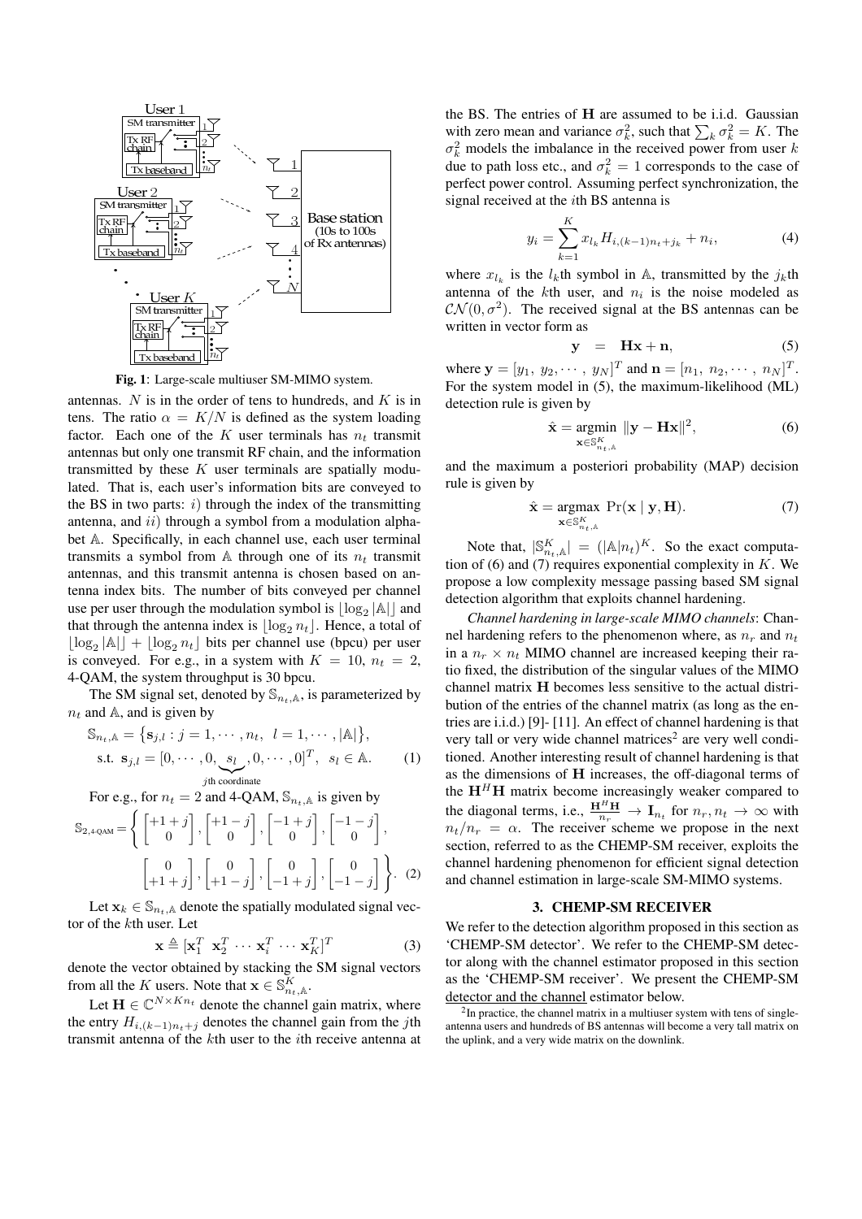Fig. 1: Large-scale multiuser SM-MIMO system.

antennas. $N$ is in the order of tens to hundreds, and $K$ is in tens. The ratio $\alpha = K/N$ is defined as the system loading factor. Each one of the $K$ user terminals has $n_t$ transmit antennas but only one transmit RF chain, and the information transmitted by these $K$ user terminals are spatially modulated. That is, each user's information bits are conveyed to the BS in two parts: $i)$ through the index of the transmitting antenna, and $ii)$ through a symbol from a modulation alphabet $\mathbb{A}$. Specifically, in each channel use, each user terminal transmits a symbol from $\mathbb{A}$ through one of its $n_t$ transmit antennas, and this transmit antenna is chosen based on antenna index bits. The number of bits conveyed per channel use per user through the modulation symbol is $\lfloor \log_2 |\mathbb{A}| \rfloor$ and that through the antenna index is $\lfloor \log_2 n_t \rfloor$. Hence, a total of $\lfloor \log_2 |\mathbb{A}| \rfloor + \lfloor \log_2 n_t \rfloor$ bits per channel use (bpcu) per user is conveyed. For e.g., in a system with $K = 10$, $n_t = 2$, 4-QAM, the system throughput is 30 bpcu.

The SM signal set, denoted by $\mathbb{S}_{n_t,\mathbb{A}}$, is parameterized by $n_t$ and $\mathbb{A}$, and is given by

$$\mathbb{S}_{n_t,\mathbb{A}} = \big\{\mathbf{s}_{j,l} : j = 1, \cdots, n_t, \;\; l = 1, \cdots, |\mathbb{A}|\big\},$$
$$\text{s.t. } \mathbf{s}_{j,l} = [0, \cdots, 0, \underbrace{s_l}_{j\text{th coordinate}}, 0, \cdots, 0]^T, \;\; s_l \in \mathbb{A}. \tag{1}$$

For e.g., for $n_t = 2$ and 4-QAM, $\mathbb{S}_{n_t,\mathbb{A}}$ is given by

$$\mathbb{S}_{2,\text{4-QAM}} = \left\{ \begin{bmatrix} +1+j \\ 0 \end{bmatrix}, \begin{bmatrix} +1-j \\ 0 \end{bmatrix}, \begin{bmatrix} -1+j \\ 0 \end{bmatrix}, \begin{bmatrix} -1-j \\ 0 \end{bmatrix}, \begin{bmatrix} 0 \\ +1+j \end{bmatrix}, \begin{bmatrix} 0 \\ +1-j \end{bmatrix}, \begin{bmatrix} 0 \\ -1+j \end{bmatrix}, \begin{bmatrix} 0 \\ -1-j \end{bmatrix} \right\}. \tag{2}$$

Let $\mathbf{x}_k \in \mathbb{S}_{n_t,\mathbb{A}}$ denote the spatially modulated signal vector of the $k$th user. Let

$$\mathbf{x} \triangleq [\mathbf{x}_1^T \;\; \mathbf{x}_2^T \; \cdots \; \mathbf{x}_i^T \; \cdots \; \mathbf{x}_K^T]^T \tag{3}$$

denote the vector obtained by stacking the SM signal vectors from all the $K$ users. Note that $\mathbf{x} \in \mathbb{S}_{n_t,\mathbb{A}}^K$.

Let $\mathbf{H} \in \mathbb{C}^{N \times K n_t}$ denote the channel gain matrix, where the entry $H_{i,(k-1)n_t+j}$ denotes the channel gain from the $j$th transmit antenna of the $k$th user to the $i$th receive antenna at the BS. The entries of $\mathbf{H}$ are assumed to be i.i.d. Gaussian with zero mean and variance $\sigma_k^2$, such that $\sum_k \sigma_k^2 = K$. The $\sigma_k^2$ models the imbalance in the received power from user $k$ due to path loss etc., and $\sigma_k^2 = 1$ corresponds to the case of perfect power control. Assuming perfect synchronization, the signal received at the $i$th BS antenna is

$$y_i = \sum_{k=1}^{K} x_{l_k} H_{i,(k-1)n_t+j_k} + n_i, \tag{4}$$

where $x_{l_k}$ is the $l_k$th symbol in $\mathbb{A}$, transmitted by the $j_k$th antenna of the $k$th user, and $n_i$ is the noise modeled as $\mathcal{CN}(0, \sigma^2)$. The received signal at the BS antennas can be written in vector form as

$$\mathbf{y} \;\; = \;\; \mathbf{H}\mathbf{x} + \mathbf{n}, \tag{5}$$

where $\mathbf{y} = [y_1, \; y_2, \cdots, \; y_N]^T$ and $\mathbf{n} = [n_1, \; n_2, \cdots, \; n_N]^T$. For the system model in (5), the maximum-likelihood (ML) detection rule is given by

$$\hat{\mathbf{x}} = \underset{\mathbf{x} \in \mathbb{S}_{n_t,\mathbb{A}}^K}{\operatorname{argmin}} \; \|\mathbf{y} - \mathbf{H}\mathbf{x}\|^2, \tag{6}$$

and the maximum a posteriori probability (MAP) decision rule is given by

$$\hat{\mathbf{x}} = \underset{\mathbf{x} \in \mathbb{S}_{n_t,\mathbb{A}}^K}{\operatorname{argmax}} \; \Pr(\mathbf{x} \mid \mathbf{y}, \mathbf{H}). \tag{7}$$

Note that, $|\mathbb{S}_{n_t,\mathbb{A}}^K| = (|\mathbb{A}| n_t)^K$. So the exact computation of (6) and (7) requires exponential complexity in $K$. We propose a low complexity message passing based SM signal detection algorithm that exploits channel hardening.

*Channel hardening in large-scale MIMO channels*: Channel hardening refers to the phenomenon where, as $n_r$ and $n_t$ in a $n_r \times n_t$ MIMO channel are increased keeping their ratio fixed, the distribution of the singular values of the MIMO channel matrix $\mathbf{H}$ becomes less sensitive to the actual distribution of the entries of the channel matrix (as long as the entries are i.i.d.) [9]- [11]. An effect of channel hardening is that very tall or very wide channel matrices[2] are very well conditioned. Another interesting result of channel hardening is that as the dimensions of $\mathbf{H}$ increases, the off-diagonal terms of the $\mathbf{H}^H\mathbf{H}$ matrix become increasingly weaker compared to the diagonal terms, i.e., $\frac{\mathbf{H}^H\mathbf{H}}{n_r} \to \mathbf{I}_{n_t}$ for $n_r, n_t \to \infty$ with $n_t/n_r = \alpha$. The receiver scheme we propose in the next section, referred to as the CHEMP-SM receiver, exploits the channel hardening phenomenon for efficient signal detection and channel estimation in large-scale SM-MIMO systems.

## 3. CHEMP-SM RECEIVER

We refer to the detection algorithm proposed in this section as 'CHEMP-SM detector'. We refer to the CHEMP-SM detector along with the channel estimator proposed in this section as the 'CHEMP-SM receiver'. We present the CHEMP-SM detector and the channel estimator below.

[2] In practice, the channel matrix in a multiuser system with tens of single-antenna users and hundreds of BS antennas will become a very tall matrix on the uplink, and a very wide matrix on the downlink.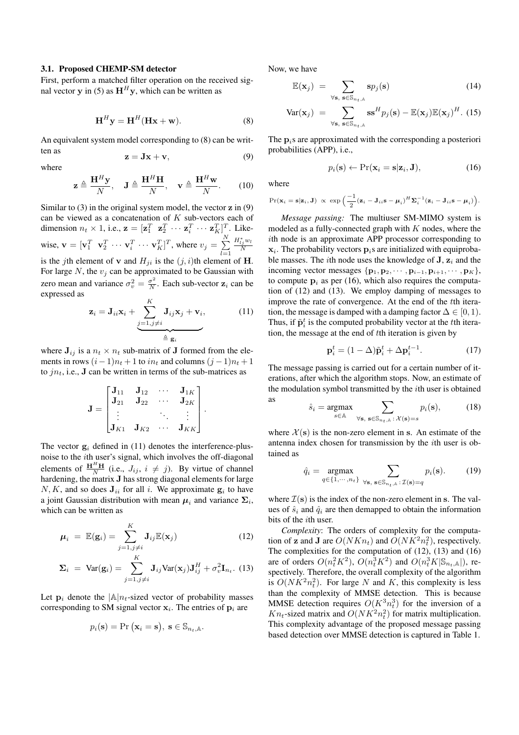### 3.1. Proposed CHEMP-SM detector

First, perform a matched filter operation on the received signal vector $\mathbf{y}$ in (5) as $\mathbf{H}^H\mathbf{y}$, which can be written as

$$\mathbf{H}^H\mathbf{y} = \mathbf{H}^H(\mathbf{H}\mathbf{x} + \mathbf{w}). \tag{8}$$

An equivalent system model corresponding to (8) can be written as

$$\mathbf{z} = \mathbf{J}\mathbf{x} + \mathbf{v}, \tag{9}$$

where

$$\mathbf{z} \triangleq \frac{\mathbf{H}^H\mathbf{y}}{N}, \quad \mathbf{J} \triangleq \frac{\mathbf{H}^H\mathbf{H}}{N}, \quad \mathbf{v} \triangleq \frac{\mathbf{H}^H\mathbf{w}}{N}. \tag{10}$$

Similar to (3) in the original system model, the vector $\mathbf{z}$ in (9) can be viewed as a concatenation of $K$ sub-vectors each of dimension $n_t \times 1$, i.e., $\mathbf{z} = [\mathbf{z}_1^T \ \mathbf{z}_2^T \cdots \mathbf{z}_i^T \cdots \mathbf{z}_K^T]^T$. Likewise, $\mathbf{v} = [\mathbf{v}_1^T \ \mathbf{v}_2^T \cdots \mathbf{v}_i^T \cdots \mathbf{v}_K^T]^T$, where $v_j = \sum_{l=1}^{N} \frac{H_{lj}^* w_l}{N}$ is the $j$th element of $\mathbf{v}$ and $H_{ji}$ is the $(j,i)$th element of $\mathbf{H}$. For large $N$, the $v_j$ can be approximated to be Gaussian with zero mean and variance $\sigma_v^2 = \frac{\sigma^2}{N}$. Each sub-vector $\mathbf{z}_i$ can be expressed as

$$\mathbf{z}_i = \mathbf{J}_{ii}\mathbf{x}_i + \underbrace{\sum_{j=1, j\neq i}^{K} \mathbf{J}_{ij}\mathbf{x}_j + \mathbf{v}_i}_{\triangleq\, \mathbf{g}_i}, \tag{11}$$

where $\mathbf{J}_{ij}$ is a $n_t \times n_t$ sub-matrix of $\mathbf{J}$ formed from the elements in rows $(i-1)n_t + 1$ to $in_t$ and columns $(j-1)n_t + 1$ to $jn_t$, i.e., $\mathbf{J}$ can be written in terms of the sub-matrices as

$$\mathbf{J} = \begin{bmatrix} \mathbf{J}_{11} & \mathbf{J}_{12} & \cdots & \mathbf{J}_{1K} \\ \mathbf{J}_{21} & \mathbf{J}_{22} & \cdots & \mathbf{J}_{2K} \\ \vdots & & \ddots & \vdots \\ \mathbf{J}_{K1} & \mathbf{J}_{K2} & \cdots & \mathbf{J}_{KK} \end{bmatrix}.$$

The vector $\mathbf{g}_i$ defined in (11) denotes the interference-plus-noise to the $i$th user's signal, which involves the off-diagonal elements of $\frac{\mathbf{H}^H\mathbf{H}}{N}$ (i.e., $J_{ij}$, $i \neq j$). By virtue of channel hardening, the matrix $\mathbf{J}$ has strong diagonal elements for large $N, K$, and so does $\mathbf{J}_{ii}$ for all $i$. We approximate $\mathbf{g}_i$ to have a joint Gaussian distribution with mean $\boldsymbol{\mu}_i$ and variance $\boldsymbol{\Sigma}_i$, which can be written as

$$\boldsymbol{\mu}_i = \mathbb{E}(\mathbf{g}_i) = \sum_{j=1, j\neq i}^{K} \mathbf{J}_{ij}\mathbb{E}(\mathbf{x}_j) \tag{12}$$

$$\boldsymbol{\Sigma}_i = \text{Var}(\mathbf{g}_i) = \sum_{j=1, j\neq i}^{K} \mathbf{J}_{ij}\text{Var}(\mathbf{x}_j)\mathbf{J}_{ij}^H + \sigma_v^2\mathbf{I}_{n_t}. \tag{13}$$

Let $\mathbf{p}_i$ denote the $|\mathbb{A}|n_t$-sized vector of probability masses corresponding to SM signal vector $\mathbf{x}_i$. The entries of $\mathbf{p}_i$ are

$$p_i(\mathbf{s}) = \Pr\left(\mathbf{x}_i = \mathbf{s}\right), \ \mathbf{s} \in \mathbb{S}_{n_t,\mathbb{A}}.$$

Now, we have

$$\mathbb{E}(\mathbf{x}_j) = \sum_{\forall \mathbf{s}, \ \mathbf{s} \in \mathbb{S}_{n_t,\mathbb{A}}} \mathbf{s}p_j(\mathbf{s}) \tag{14}$$

$$\text{Var}(\mathbf{x}_j) = \sum_{\forall \mathbf{s}, \ \mathbf{s} \in \mathbb{S}_{n_t,\mathbb{A}}} \mathbf{s}\mathbf{s}^H p_j(\mathbf{s}) - \mathbb{E}(\mathbf{x}_j)\mathbb{E}(\mathbf{x}_j)^H. \tag{15}$$

The $\mathbf{p}_i$s are approximated with the corresponding a posteriori probabilities (APP), i.e.,

$$p_i(\mathbf{s}) \leftarrow \Pr(\mathbf{x}_i = \mathbf{s}|\mathbf{z}_i, \mathbf{J}), \tag{16}$$

where

$$\Pr(\mathbf{x}_i = \mathbf{s}|\mathbf{z}_i, \mathbf{J}) \propto \exp\Big(\frac{-1}{2}(\mathbf{z}_i - \mathbf{J}_{ii}\mathbf{s} - \boldsymbol{\mu}_i)^H\boldsymbol{\Sigma}_i^{-1}(\mathbf{z}_i - \mathbf{J}_{ii}\mathbf{s} - \boldsymbol{\mu}_i)\Big).$$

*Message passing:* The multiuser SM-MIMO system is modeled as a fully-connected graph with $K$ nodes, where the $i$th node is an approximate APP processor corresponding to $\mathbf{x}_i$. The probability vectors $\mathbf{p}_i$s are initialized with equiprobable masses. The $i$th node uses the knowledge of $\mathbf{J}$, $\mathbf{z}_i$ and the incoming vector messages $\{\mathbf{p}_1, \mathbf{p}_2, \cdots, \mathbf{p}_{i-1}, \mathbf{p}_{i+1}, \cdots, \mathbf{p}_K\}$, to compute $\mathbf{p}_i$ as per (16), which also requires the computation of (12) and (13). We employ damping of messages to improve the rate of convergence. At the end of the $t$th iteration, the message is damped with a damping factor $\Delta \in [0, 1)$. Thus, if $\tilde{\mathbf{p}}_i^t$ is the computed probability vector at the $t$th iteration, the message at the end of $t$th iteration is given by

$$\mathbf{p}_i^t = (1 - \Delta)\tilde{\mathbf{p}}_i^t + \Delta\mathbf{p}_i^{t-1}. \tag{17}$$

The message passing is carried out for a certain number of iterations, after which the algorithm stops. Now, an estimate of the modulation symbol transmitted by the $i$th user is obtained as

$$\hat{s}_i = \underset{s \in \mathbb{A}}{\text{argmax}} \sum_{\forall \mathbf{s}, \ \mathbf{s} \in \mathbb{S}_{n_t,\mathbb{A}} : \mathcal{X}(\mathbf{s}) = s} p_i(\mathbf{s}), \tag{18}$$

where $\mathcal{X}(\mathbf{s})$ is the non-zero element in $\mathbf{s}$. An estimate of the antenna index chosen for transmission by the $i$th user is obtained as

$$\hat{q}_i = \underset{q \in \{1, \cdots, n_t\}}{\text{argmax}} \sum_{\forall \mathbf{s}, \ \mathbf{s} \in \mathbb{S}_{n_t,\mathbb{A}} : \mathcal{I}(\mathbf{s}) = q} p_i(\mathbf{s}). \tag{19}$$

where $\mathcal{I}(\mathbf{s})$ is the index of the non-zero element in $\mathbf{s}$. The values of $\hat{s}_i$ and $\hat{q}_i$ are then demapped to obtain the information bits of the $i$th user.

*Complexity*: The orders of complexity for the computation of $\mathbf{z}$ and $\mathbf{J}$ are $O(NKn_t)$ and $O(NK^2n_t^2)$, respectively. The complexities for the computation of (12), (13) and (16) are of orders $O(n_t^2K^2)$, $O(n_t^3K^2)$ and $O(n_t^3K|\mathbb{S}_{n_t,\mathbb{A}}|)$, respectively. Therefore, the overall complexity of the algorithm is $O(NK^2n_t^2)$. For large $N$ and $K$, this complexity is less than the complexity of MMSE detection. This is because MMSE detection requires $O(K^3n_t^3)$ for the inversion of a $Kn_t$-sized matrix and $O(NK^2n_t^2)$ for matrix multiplication. This complexity advantage of the proposed message passing based detection over MMSE detection is captured in Table 1.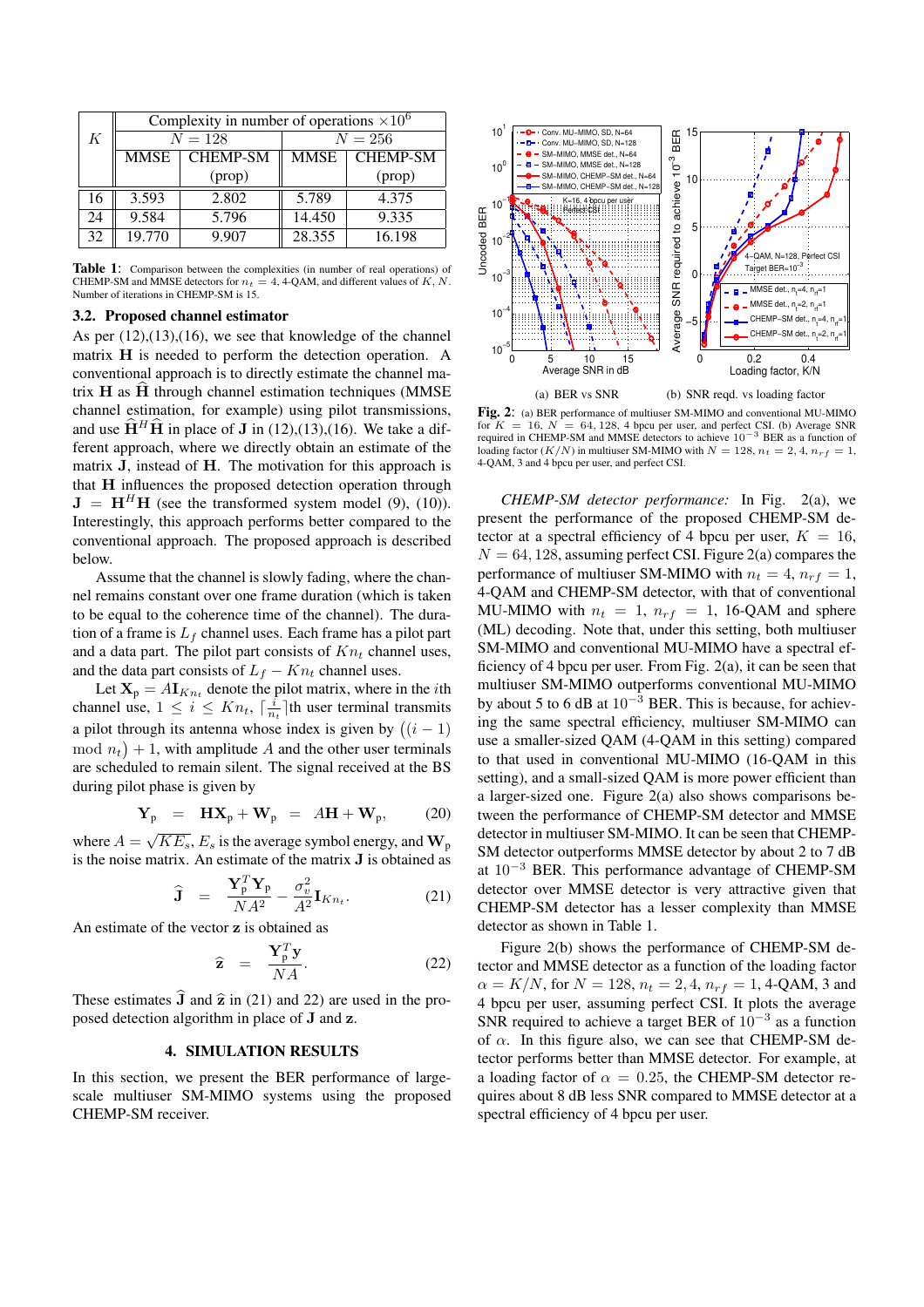| $K$ | Complexity in number of operations $\times 10^6$ | | | |
|---|---|---|---|---|
| | $N=128$ | | $N=256$ | |
| | MMSE | CHEMP-SM (prop) | MMSE | CHEMP-SM (prop) |
| 16 | 3.593 | 2.802 | 5.789 | 4.375 |
| 24 | 9.584 | 5.796 | 14.450 | 9.335 |
| 32 | 19.770 | 9.907 | 28.355 | 16.198 |

**Table 1**: Comparison between the complexities (in number of real operations) of CHEMP-SM and MMSE detectors for $n_t = 4$, 4-QAM, and different values of $K$, $N$. Number of iterations in CHEMP-SM is 15.

### 3.2. Proposed channel estimator

As per (12),(13),(16), we see that knowledge of the channel matrix $\mathbf{H}$ is needed to perform the detection operation. A conventional approach is to directly estimate the channel matrix $\mathbf{H}$ as $\widehat{\mathbf{H}}$ through channel estimation techniques (MMSE channel estimation, for example) using pilot transmissions, and use $\widehat{\mathbf{H}}^H\widehat{\mathbf{H}}$ in place of $\mathbf{J}$ in (12),(13),(16). We take a different approach, where we directly obtain an estimate of the matrix $\mathbf{J}$, instead of $\mathbf{H}$. The motivation for this approach is that $\mathbf{H}$ influences the proposed detection operation through $\mathbf{J} = \mathbf{H}^H\mathbf{H}$ (see the transformed system model (9), (10)). Interestingly, this approach performs better compared to the conventional approach. The proposed approach is described below.

Assume that the channel is slowly fading, where the channel remains constant over one frame duration (which is taken to be equal to the coherence time of the channel). The duration of a frame is $L_f$ channel uses. Each frame has a pilot part and a data part. The pilot part consists of $Kn_t$ channel uses, and the data part consists of $L_f - Kn_t$ channel uses.

Let $\mathbf{X}_\text{p} = A\mathbf{I}_{Kn_t}$ denote the pilot matrix, where in the $i$th channel use, $1 \leq i \leq Kn_t$, $\lceil \frac{i}{n_t} \rceil$th user terminal transmits a pilot through its antenna whose index is given by $\left((i-1) \bmod n_t\right) + 1$, with amplitude $A$ and the other user terminals are scheduled to remain silent. The signal received at the BS during pilot phase is given by

$$\mathbf{Y}_\text{p} \;\; = \;\; \mathbf{H}\mathbf{X}_\text{p} + \mathbf{W}_\text{p} \;\; = \;\; A\mathbf{H} + \mathbf{W}_\text{p}, \qquad (20)$$

where $A = \sqrt{KE_s}$, $E_s$ is the average symbol energy, and $\mathbf{W}_\text{p}$ is the noise matrix. An estimate of the matrix $\mathbf{J}$ is obtained as

$$\widehat{\mathbf{J}} \;\; = \;\; \frac{\mathbf{Y}_\text{p}^T\mathbf{Y}_\text{p}}{NA^2} - \frac{\sigma_v^2}{A^2}\mathbf{I}_{Kn_t}. \qquad (21)$$

An estimate of the vector $\mathbf{z}$ is obtained as

$$\widehat{\mathbf{z}} \;\; = \;\; \frac{\mathbf{Y}_\text{p}^T\mathbf{y}}{NA}. \qquad (22)$$

These estimates $\widehat{\mathbf{J}}$ and $\widehat{\mathbf{z}}$ in (21) and 22) are used in the proposed detection algorithm in place of $\mathbf{J}$ and $\mathbf{z}$.

## 4. SIMULATION RESULTS

In this section, we present the BER performance of large-scale multiuser SM-MIMO systems using the proposed CHEMP-SM receiver.

(a) BER vs SNR (b) SNR reqd. vs loading factor

**Fig. 2**: (a) BER performance of multiuser SM-MIMO and conventional MU-MIMO for $K = 16$, $N = 64, 128$, 4 bpcu per user, and perfect CSI. (b) Average SNR required in CHEMP-SM and MMSE detectors to achieve $10^{-3}$ BER as a function of loading factor ($K/N$) in multiuser SM-MIMO with $N = 128$, $n_t = 2, 4$, $n_{rf} = 1$, 4-QAM, 3 and 4 bpcu per user, and perfect CSI.

*CHEMP-SM detector performance:* In Fig. 2(a), we present the performance of the proposed CHEMP-SM detector at a spectral efficiency of 4 bpcu per user, $K = 16$, $N = 64, 128$, assuming perfect CSI. Figure 2(a) compares the performance of multiuser SM-MIMO with $n_t = 4$, $n_{rf} = 1$, 4-QAM and CHEMP-SM detector, with that of conventional MU-MIMO with $n_t = 1$, $n_{rf} = 1$, 16-QAM and sphere (ML) decoding. Note that, under this setting, both multiuser SM-MIMO and conventional MU-MIMO have a spectral efficiency of 4 bpcu per user. From Fig. 2(a), it can be seen that multiuser SM-MIMO outperforms conventional MU-MIMO by about 5 to 6 dB at $10^{-3}$ BER. This is because, for achieving the same spectral efficiency, multiuser SM-MIMO can use a smaller-sized QAM (4-QAM in this setting) compared to that used in conventional MU-MIMO (16-QAM in this setting), and a small-sized QAM is more power efficient than a larger-sized one. Figure 2(a) also shows comparisons between the performance of CHEMP-SM detector and MMSE detector in multiuser SM-MIMO. It can be seen that CHEMP-SM detector outperforms MMSE detector by about 2 to 7 dB at $10^{-3}$ BER. This performance advantage of CHEMP-SM detector over MMSE detector is very attractive given that CHEMP-SM detector has a lesser complexity than MMSE detector as shown in Table 1.

Figure 2(b) shows the performance of CHEMP-SM detector and MMSE detector as a function of the loading factor $\alpha = K/N$, for $N = 128$, $n_t = 2, 4$, $n_{rf} = 1$, 4-QAM, 3 and 4 bpcu per user, assuming perfect CSI. It plots the average SNR required to achieve a target BER of $10^{-3}$ as a function of $\alpha$. In this figure also, we can see that CHEMP-SM detector performs better than MMSE detector. For example, at a loading factor of $\alpha = 0.25$, the CHEMP-SM detector requires about 8 dB less SNR compared to MMSE detector at a spectral efficiency of 4 bpcu per user.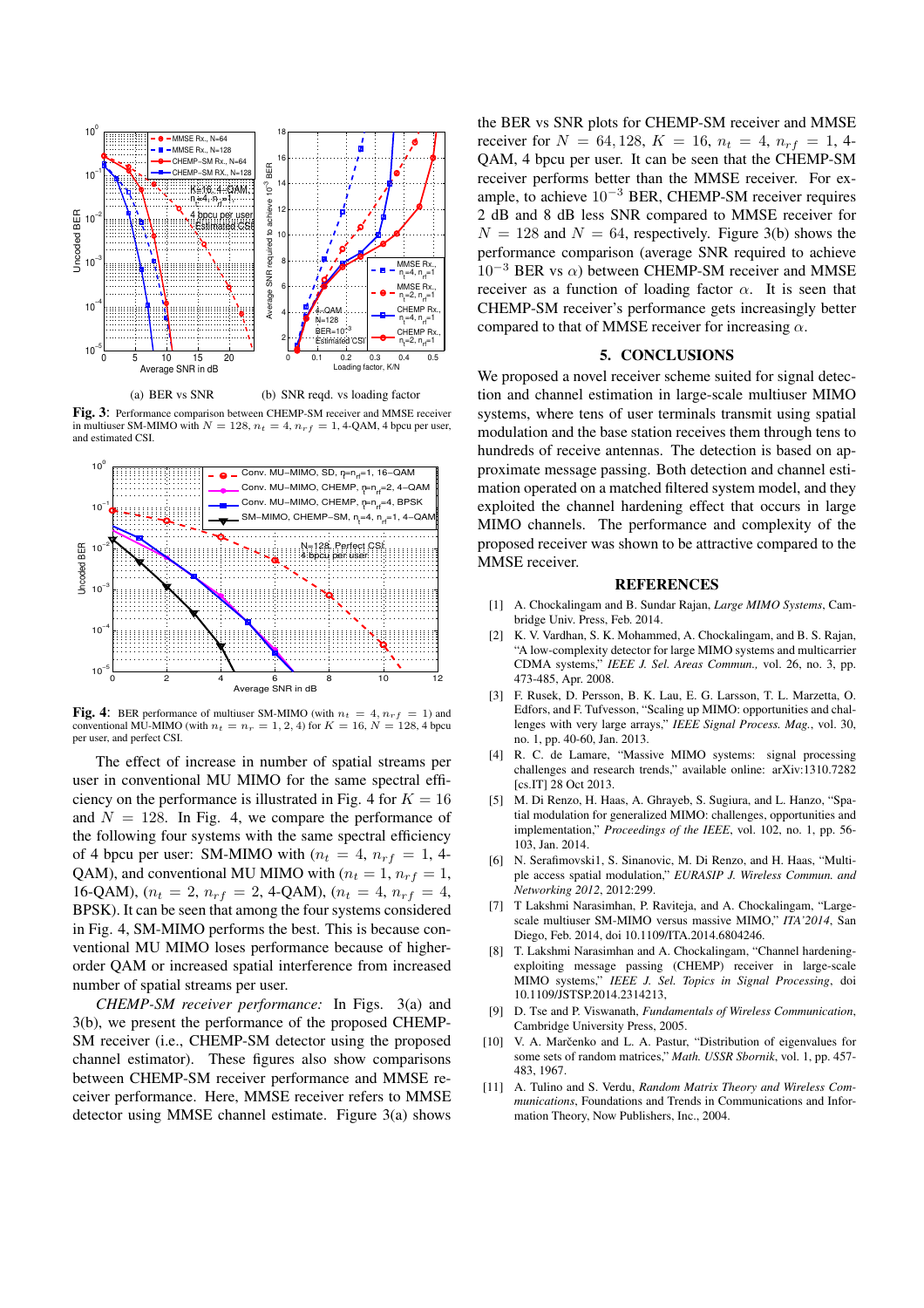10^0
10^-1
10^-2
10^-3
10^-4
10^-5
Uncoded BER
0 5 10 15 20
Average SNR in dB
MMSE Rx., N=64
MMSE Rx., N=128
CHEMP–SM Rx., N=64
CHEMP–SM Rx., N=128
K=16, 4–QAM, $n_t$=4, $n_{rf}$=1,
4 bpcu per user,
Estimated CSI

18
16
14
12
10
8
6
4
2
0
Average SNR required to achieve $10^{-3}$ BER
0 0.1 0.2 0.3 0.4 0.5
Loading factor, K/N
MMSE Rx., $n_t$=4, $n_{rf}$=1
MMSE Rx., $n_t$=2, $n_{rf}$=1
CHEMP Rx., $n_t$=4, $n_{rf}$=1
CHEMP Rx., $n_t$=2, $n_{rf}$=1
4–QAM
N=128
BER=$10^{-3}$
Estimated CSI

(a) BER vs SNR (b) SNR reqd. vs loading factor

**Fig. 3**: Performance comparison between CHEMP-SM receiver and MMSE receiver in multiuser SM-MIMO with $N = 128$, $n_t = 4$, $n_{rf} = 1$, 4-QAM, 4 bpcu per user, and estimated CSI.

10^0
10^-1
10^-2
10^-3
10^-4
10^-5
Uncoded BER
0 2 4 6 8 10 12
Average SNR in dB
Conv. MU–MIMO, SD, $n_t$=$n_{rf}$=1, 16–QAM
Conv. MU–MIMO, CHEMP, $n_t$=$n_{rf}$=2, 4–QAM
Conv. MU–MIMO, CHEMP, $n_t$=$n_{rf}$=4, BPSK
SM–MIMO, CHEMP–SM, $n_t$=4, $n_{rf}$=1, 4–QAM
N=128, Perfect CSI
4 bpcu per user

**Fig. 4**: BER performance of multiuser SM-MIMO (with $n_t = 4, n_{rf} = 1$) and conventional MU-MIMO (with $n_t = n_r = 1, 2, 4$) for $K = 16$, $N = 128$, 4 bpcu per user, and perfect CSI.

The effect of increase in number of spatial streams per user in conventional MU MIMO for the same spectral efficiency on the performance is illustrated in Fig. 4 for $K = 16$ and $N = 128$. In Fig. 4, we compare the performance of the following four systems with the same spectral efficiency of 4 bpcu per user: SM-MIMO with ($n_t = 4$, $n_{rf} = 1$, 4-QAM), and conventional MU MIMO with ($n_t = 1$, $n_{rf} = 1$, 16-QAM), ($n_t = 2$, $n_{rf} = 2$, 4-QAM), ($n_t = 4$, $n_{rf} = 4$, BPSK). It can be seen that among the four systems considered in Fig. 4, SM-MIMO performs the best. This is because conventional MU MIMO loses performance because of higher-order QAM or increased spatial interference from increased number of spatial streams per user.

*CHEMP-SM receiver performance:* In Figs. 3(a) and 3(b), we present the performance of the proposed CHEMP-SM receiver (i.e., CHEMP-SM detector using the proposed channel estimator). These figures also show comparisons between CHEMP-SM receiver performance and MMSE receiver performance. Here, MMSE receiver refers to MMSE detector using MMSE channel estimate. Figure 3(a) shows the BER vs SNR plots for CHEMP-SM receiver and MMSE receiver for $N = 64, 128$, $K = 16$, $n_t = 4$, $n_{rf} = 1$, 4-QAM, 4 bpcu per user. It can be seen that the CHEMP-SM receiver performs better than the MMSE receiver. For example, to achieve $10^{-3}$ BER, CHEMP-SM receiver requires 2 dB and 8 dB less SNR compared to MMSE receiver for $N = 128$ and $N = 64$, respectively. Figure 3(b) shows the performance comparison (average SNR required to achieve $10^{-3}$ BER vs $\alpha$) between CHEMP-SM receiver and MMSE receiver as a function of loading factor $\alpha$. It is seen that CHEMP-SM receiver's performance gets increasingly better compared to that of MMSE receiver for increasing $\alpha$.

## 5. CONCLUSIONS

We proposed a novel receiver scheme suited for signal detection and channel estimation in large-scale multiuser MIMO systems, where tens of user terminals transmit using spatial modulation and the base station receives them through tens to hundreds of receive antennas. The detection is based on approximate message passing. Both detection and channel estimation operated on a matched filtered system model, and they exploited the channel hardening effect that occurs in large MIMO channels. The performance and complexity of the proposed receiver was shown to be attractive compared to the MMSE receiver.

## REFERENCES

[1] A. Chockalingam and B. Sundar Rajan, *Large MIMO Systems*, Cambridge Univ. Press, Feb. 2014.

[2] K. V. Vardhan, S. K. Mohammed, A. Chockalingam, and B. S. Rajan, "A low-complexity detector for large MIMO systems and multicarrier CDMA systems," *IEEE J. Sel. Areas Commun.,* vol. 26, no. 3, pp. 473-485, Apr. 2008.

[3] F. Rusek, D. Persson, B. K. Lau, E. G. Larsson, T. L. Marzetta, O. Edfors, and F. Tufvesson, "Scaling up MIMO: opportunities and challenges with very large arrays," *IEEE Signal Process. Mag.*, vol. 30, no. 1, pp. 40-60, Jan. 2013.

[4] R. C. de Lamare, "Massive MIMO systems: signal processing challenges and research trends," available online: arXiv:1310.7282 [cs.IT] 28 Oct 2013.

[5] M. Di Renzo, H. Haas, A. Ghrayeb, S. Sugiura, and L. Hanzo, "Spatial modulation for generalized MIMO: challenges, opportunities and implementation," *Proceedings of the IEEE*, vol. 102, no. 1, pp. 56-103, Jan. 2014.

[6] N. Serafimovski1, S. Sinanovic, M. Di Renzo, and H. Haas, "Multiple access spatial modulation," *EURASIP J. Wireless Commun. and Networking 2012*, 2012:299.

[7] T Lakshmi Narasimhan, P. Raviteja, and A. Chockalingam, "Large-scale multiuser SM-MIMO versus massive MIMO," *ITA'2014*, San Diego, Feb. 2014, doi 10.1109/ITA.2014.6804246.

[8] T. Lakshmi Narasimhan and A. Chockalingam, "Channel hardening-exploiting message passing (CHEMP) receiver in large-scale MIMO systems," *IEEE J. Sel. Topics in Signal Processing*, doi 10.1109/JSTSP.2014.2314213,

[9] D. Tse and P. Viswanath, *Fundamentals of Wireless Communication*, Cambridge University Press, 2005.

[10] V. A. Marčenko and L. A. Pastur, "Distribution of eigenvalues for some sets of random matrices," *Math. USSR Sbornik*, vol. 1, pp. 457-483, 1967.

[11] A. Tulino and S. Verdu, *Random Matrix Theory and Wireless Communications*, Foundations and Trends in Communications and Information Theory, Now Publishers, Inc., 2004.